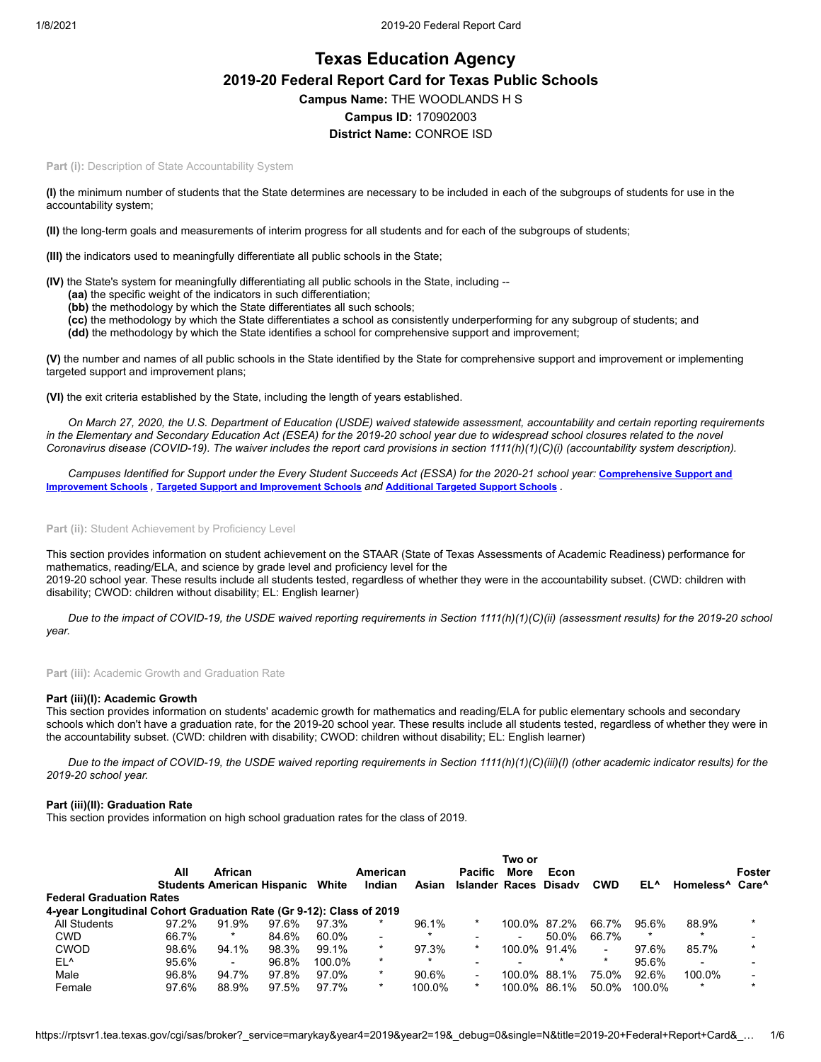# Texas Education Agency

## 2019-20 Federal Report Card for Texas Public Schools

**Campus Name:** THE WOODLANDS H S

**Campus ID:** 170902003

**District Name:** CONROE ISD

**Part (i):** Description of State Accountability System

**(I)** the minimum number of students that the State determines are necessary to be included in each of the subgroups of students for use in the accountability system;

**(II)** the long-term goals and measurements of interim progress for all students and for each of the subgroups of students;

**(III)** the indicators used to meaningfully differentiate all public schools in the State;

**(IV)** the State's system for meaningfully differentiating all public schools in the State, including --
- **(aa)** the specific weight of the indicators in such differentiation;
- **(bb)** the methodology by which the State differentiates all such schools;
- **(cc)** the methodology by which the State differentiates a school as consistently underperforming for any subgroup of students; and
- **(dd)** the methodology by which the State identifies a school for comprehensive support and improvement;

**(V)** the number and names of all public schools in the State identified by the State for comprehensive support and improvement or implementing targeted support and improvement plans;

**(VI)** the exit criteria established by the State, including the length of years established.

*On March 27, 2020, the U.S. Department of Education (USDE) waived statewide assessment, accountability and certain reporting requirements in the Elementary and Secondary Education Act (ESEA) for the 2019-20 school year due to widespread school closures related to the novel Coronavirus disease (COVID-19). The waiver includes the report card provisions in section 1111(h)(1)(C)(i) (accountability system description).*

*Campuses Identified for Support under the Every Student Succeeds Act (ESSA) for the 2020-21 school year:* **Comprehensive Support and Improvement Schools** *,* **Targeted Support and Improvement Schools** *and* **Additional Targeted Support Schools** *.*

**Part (ii):** Student Achievement by Proficiency Level

This section provides information on student achievement on the STAAR (State of Texas Assessments of Academic Readiness) performance for mathematics, reading/ELA, and science by grade level and proficiency level for the 2019-20 school year. These results include all students tested, regardless of whether they were in the accountability subset. (CWD: children with disability; CWOD: children without disability; EL: English learner)

*Due to the impact of COVID-19, the USDE waived reporting requirements in Section 1111(h)(1)(C)(ii) (assessment results) for the 2019-20 school year.*

**Part (iii):** Academic Growth and Graduation Rate

### Part (iii)(I): Academic Growth

This section provides information on students' academic growth for mathematics and reading/ELA for public elementary schools and secondary schools which don't have a graduation rate, for the 2019-20 school year. These results include all students tested, regardless of whether they were in the accountability subset. (CWD: children with disability; CWOD: children without disability; EL: English learner)

*Due to the impact of COVID-19, the USDE waived reporting requirements in Section 1111(h)(1)(C)(iii)(I) (other academic indicator results) for the 2019-20 school year.*

### Part (iii)(II): Graduation Rate

This section provides information on high school graduation rates for the class of 2019.

| | All Students | African American | Hispanic | White | American Indian | Asian | Pacific Islander | Two or More Races | Econ Disadv | CWD | EL^ | Homeless^ | Foster Care^ |
|---|---|---|---|---|---|---|---|---|---|---|---|---|---|
| **Federal Graduation Rates** | | | | | | | | | | | | | |
| **4-year Longitudinal Cohort Graduation Rate (Gr 9-12): Class of 2019** | | | | | | | | | | | | | |
| All Students | 97.2% | 91.9% | 97.6% | 97.3% | * | 96.1% | * | 100.0% | 87.2% | 66.7% | 95.6% | 88.9% | * |
| CWD | 66.7% | * | 84.6% | 60.0% | - | * | - | - | 50.0% | 66.7% | * | * | - |
| CWOD | 98.6% | 94.1% | 98.3% | 99.1% | * | 97.3% | * | 100.0% | 91.4% | - | 97.6% | 85.7% | * |
| EL^ | 95.6% | - | 96.8% | 100.0% | * | * | - | - | * | * | 95.6% | - | - |
| Male | 96.8% | 94.7% | 97.8% | 97.0% | * | 90.6% | - | 100.0% | 88.1% | 75.0% | 92.6% | 100.0% | - |
| Female | 97.6% | 88.9% | 97.5% | 97.7% | * | 100.0% | * | 100.0% | 86.1% | 50.0% | 100.0% | * | * |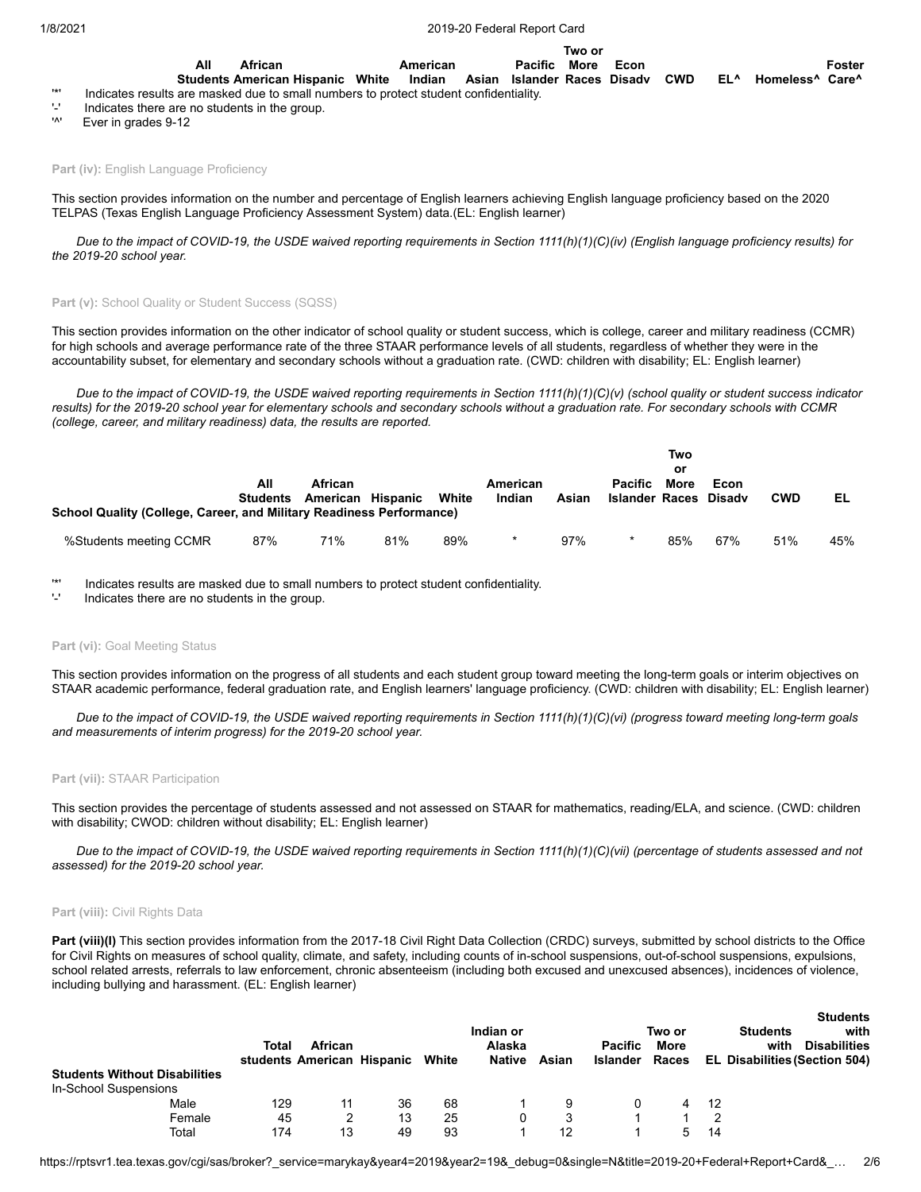| | All Students | African American | Hispanic | White | American Indian | Asian | Pacific Islander | Two or More Races | Econ Disadv | CWD | EL^ | Homeless^ | Foster Care^ |
|---|---|---|---|---|---|---|---|---|---|---|---|---|---|

'*' Indicates results are masked due to small numbers to protect student confidentiality.
'-' Indicates there are no students in the group.
'^' Ever in grades 9-12

**Part (iv):** English Language Proficiency

This section provides information on the number and percentage of English learners achieving English language proficiency based on the 2020 TELPAS (Texas English Language Proficiency Assessment System) data.(EL: English learner)

*Due to the impact of COVID-19, the USDE waived reporting requirements in Section 1111(h)(1)(C)(iv) (English language proficiency results) for the 2019-20 school year.*

**Part (v):** School Quality or Student Success (SQSS)

This section provides information on the other indicator of school quality or student success, which is college, career and military readiness (CCMR) for high schools and average performance rate of the three STAAR performance levels of all students, regardless of whether they were in the accountability subset, for elementary and secondary schools without a graduation rate. (CWD: children with disability; EL: English learner)

*Due to the impact of COVID-19, the USDE waived reporting requirements in Section 1111(h)(1)(C)(v) (school quality or student success indicator results) for the 2019-20 school year for elementary schools and secondary schools without a graduation rate. For secondary schools with CCMR (college, career, and military readiness) data, the results are reported.*

| School Quality (College, Career, and Military Readiness Performance) | All Students | African American | Hispanic | White | American Indian | Asian | Pacific Islander | Two or More Races | Econ Disadv | CWD | EL |
|---|---|---|---|---|---|---|---|---|---|---|---|
| %Students meeting CCMR | 87% | 71% | 81% | 89% | * | 97% | * | 85% | 67% | 51% | 45% |

'*' Indicates results are masked due to small numbers to protect student confidentiality.
'-' Indicates there are no students in the group.

**Part (vi):** Goal Meeting Status

This section provides information on the progress of all students and each student group toward meeting the long-term goals or interim objectives on STAAR academic performance, federal graduation rate, and English learners' language proficiency. (CWD: children with disability; EL: English learner)

*Due to the impact of COVID-19, the USDE waived reporting requirements in Section 1111(h)(1)(C)(vi) (progress toward meeting long-term goals and measurements of interim progress) for the 2019-20 school year.*

**Part (vii):** STAAR Participation

This section provides the percentage of students assessed and not assessed on STAAR for mathematics, reading/ELA, and science. (CWD: children with disability; CWOD: children without disability; EL: English learner)

*Due to the impact of COVID-19, the USDE waived reporting requirements in Section 1111(h)(1)(C)(vii) (percentage of students assessed and not assessed) for the 2019-20 school year.*

**Part (viii):** Civil Rights Data

**Part (viii)(I)** This section provides information from the 2017-18 Civil Right Data Collection (CRDC) surveys, submitted by school districts to the Office for Civil Rights on measures of school quality, climate, and safety, including counts of in-school suspensions, out-of-school suspensions, expulsions, school related arrests, referrals to law enforcement, chronic absenteeism (including both excused and unexcused absences), incidences of violence, including bullying and harassment. (EL: English learner)

| Students Without Disabilities | Total students | African American | Hispanic | White | Indian or Alaska Native | Asian | Pacific Islander | Two or More Races | EL | Students with Disabilities | Students with Disabilities (Section 504) |
|---|---|---|---|---|---|---|---|---|---|---|---|
| In-School Suspensions | | | | | | | | | | | |
| Male | 129 | 11 | 36 | 68 | 1 | 9 | 0 | 4 | 12 | | |
| Female | 45 | 2 | 13 | 25 | 0 | 3 | 1 | 1 | 2 | | |
| Total | 174 | 13 | 49 | 93 | 1 | 12 | 1 | 5 | 14 | | |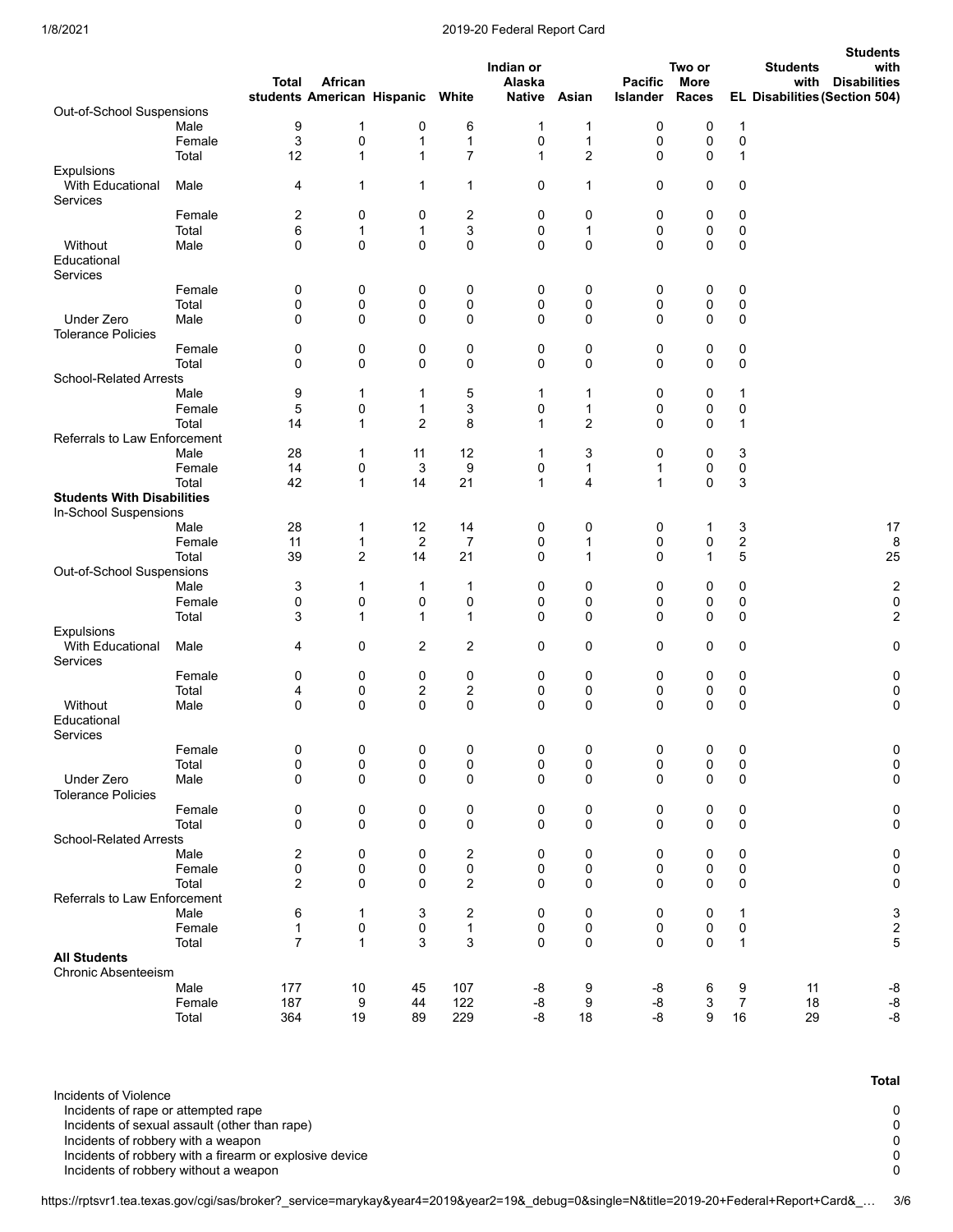| | | Total students | African American | Hispanic | White | Indian or Alaska Native | Asian | Pacific Islander | Two or More Races | EL | Students with Disabilities | Students with Disabilities (Section 504) |
|---|---|---|---|---|---|---|---|---|---|---|---|---|
| Out-of-School Suspensions | | | | | | | | | | | | |
| | Male | 9 | 1 | 0 | 6 | 1 | 1 | 0 | 0 | 1 | | |
| | Female | 3 | 0 | 1 | 1 | 0 | 1 | 0 | 0 | 0 | | |
| | Total | 12 | 1 | 1 | 7 | 1 | 2 | 0 | 0 | 1 | | |
| Expulsions | | | | | | | | | | | | |
| With Educational Services | Male | 4 | 1 | 1 | 1 | 0 | 1 | 0 | 0 | 0 | | |
| | Female | 2 | 0 | 0 | 2 | 0 | 0 | 0 | 0 | 0 | | |
| | Total | 6 | 1 | 1 | 3 | 0 | 1 | 0 | 0 | 0 | | |
| Without Educational Services | Male | 0 | 0 | 0 | 0 | 0 | 0 | 0 | 0 | 0 | | |
| | Female | 0 | 0 | 0 | 0 | 0 | 0 | 0 | 0 | 0 | | |
| | Total | 0 | 0 | 0 | 0 | 0 | 0 | 0 | 0 | 0 | | |
| Under Zero Tolerance Policies | Male | 0 | 0 | 0 | 0 | 0 | 0 | 0 | 0 | 0 | | |
| | Female | 0 | 0 | 0 | 0 | 0 | 0 | 0 | 0 | 0 | | |
| | Total | 0 | 0 | 0 | 0 | 0 | 0 | 0 | 0 | 0 | | |
| School-Related Arrests | | | | | | | | | | | | |
| | Male | 9 | 1 | 1 | 5 | 1 | 1 | 0 | 0 | 1 | | |
| | Female | 5 | 0 | 1 | 3 | 0 | 1 | 0 | 0 | 0 | | |
| | Total | 14 | 1 | 2 | 8 | 1 | 2 | 0 | 0 | 1 | | |
| Referrals to Law Enforcement | | | | | | | | | | | | |
| | Male | 28 | 1 | 11 | 12 | 1 | 3 | 0 | 0 | 3 | | |
| | Female | 14 | 0 | 3 | 9 | 0 | 1 | 1 | 0 | 0 | | |
| | Total | 42 | 1 | 14 | 21 | 1 | 4 | 1 | 0 | 3 | | |
| **Students With Disabilities** | | | | | | | | | | | | |
| In-School Suspensions | | | | | | | | | | | | |
| | Male | 28 | 1 | 12 | 14 | 0 | 0 | 0 | 1 | 3 | | 17 |
| | Female | 11 | 1 | 2 | 7 | 0 | 1 | 0 | 0 | 2 | | 8 |
| | Total | 39 | 2 | 14 | 21 | 0 | 1 | 0 | 1 | 5 | | 25 |
| Out-of-School Suspensions | | | | | | | | | | | | |
| | Male | 3 | 1 | 1 | 1 | 0 | 0 | 0 | 0 | 0 | | 2 |
| | Female | 0 | 0 | 0 | 0 | 0 | 0 | 0 | 0 | 0 | | 0 |
| | Total | 3 | 1 | 1 | 1 | 0 | 0 | 0 | 0 | 0 | | 2 |
| Expulsions | | | | | | | | | | | | |
| With Educational Services | Male | 4 | 0 | 2 | 2 | 0 | 0 | 0 | 0 | 0 | | 0 |
| | Female | 0 | 0 | 0 | 0 | 0 | 0 | 0 | 0 | 0 | | 0 |
| | Total | 4 | 0 | 2 | 2 | 0 | 0 | 0 | 0 | 0 | | 0 |
| Without Educational Services | Male | 0 | 0 | 0 | 0 | 0 | 0 | 0 | 0 | 0 | | 0 |
| | Female | 0 | 0 | 0 | 0 | 0 | 0 | 0 | 0 | 0 | | 0 |
| | Total | 0 | 0 | 0 | 0 | 0 | 0 | 0 | 0 | 0 | | 0 |
| Under Zero Tolerance Policies | Male | 0 | 0 | 0 | 0 | 0 | 0 | 0 | 0 | 0 | | 0 |
| | Female | 0 | 0 | 0 | 0 | 0 | 0 | 0 | 0 | 0 | | 0 |
| | Total | 0 | 0 | 0 | 0 | 0 | 0 | 0 | 0 | 0 | | 0 |
| School-Related Arrests | | | | | | | | | | | | |
| | Male | 2 | 0 | 0 | 2 | 0 | 0 | 0 | 0 | 0 | | 0 |
| | Female | 0 | 0 | 0 | 0 | 0 | 0 | 0 | 0 | 0 | | 0 |
| | Total | 2 | 0 | 0 | 2 | 0 | 0 | 0 | 0 | 0 | | 0 |
| Referrals to Law Enforcement | | | | | | | | | | | | |
| | Male | 6 | 1 | 3 | 2 | 0 | 0 | 0 | 0 | 1 | | 3 |
| | Female | 1 | 0 | 0 | 1 | 0 | 0 | 0 | 0 | 0 | | 2 |
| | Total | 7 | 1 | 3 | 3 | 0 | 0 | 0 | 0 | 1 | | 5 |
| **All Students** | | | | | | | | | | | | |
| Chronic Absenteeism | | | | | | | | | | | | |
| | Male | 177 | 10 | 45 | 107 | -8 | 9 | -8 | 6 | 9 | 11 | -8 |
| | Female | 187 | 9 | 44 | 122 | -8 | 9 | -8 | 3 | 7 | 18 | -8 |
| | Total | 364 | 19 | 89 | 229 | -8 | 18 | -8 | 9 | 16 | 29 | -8 |

| | Total |
|---|---|
| Incidents of Violence | |
| Incidents of rape or attempted rape | 0 |
| Incidents of sexual assault (other than rape) | 0 |
| Incidents of robbery with a weapon | 0 |
| Incidents of robbery with a firearm or explosive device | 0 |
| Incidents of robbery without a weapon | 0 |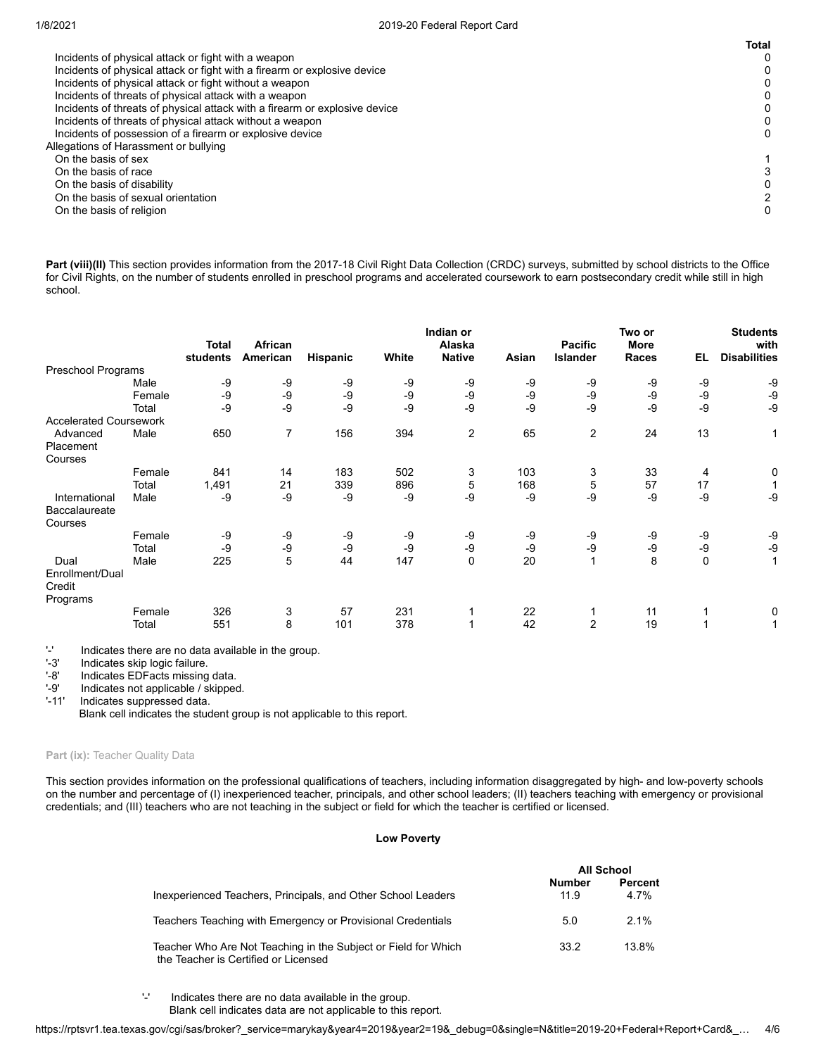| | Total |
|---|---|
| Incidents of physical attack or fight with a weapon | 0 |
| Incidents of physical attack or fight with a firearm or explosive device | 0 |
| Incidents of physical attack or fight without a weapon | 0 |
| Incidents of threats of physical attack with a weapon | 0 |
| Incidents of threats of physical attack with a firearm or explosive device | 0 |
| Incidents of threats of physical attack without a weapon | 0 |
| Incidents of possession of a firearm or explosive device | 0 |
| Allegations of Harassment or bullying | |
| On the basis of sex | 1 |
| On the basis of race | 3 |
| On the basis of disability | 0 |
| On the basis of sexual orientation | 2 |
| On the basis of religion | 0 |

**Part (viii)(II)** This section provides information from the 2017-18 Civil Right Data Collection (CRDC) surveys, submitted by school districts to the Office for Civil Rights, on the number of students enrolled in preschool programs and accelerated coursework to earn postsecondary credit while still in high school.

| | | Total students | African American | Hispanic | White | Indian or Alaska Native | Asian | Pacific Islander | Two or More Races | EL | Students with Disabilities |
|---|---|---|---|---|---|---|---|---|---|---|---|
| Preschool Programs | | | | | | | | | | | |
| | Male | -9 | -9 | -9 | -9 | -9 | -9 | -9 | -9 | -9 | -9 |
| | Female | -9 | -9 | -9 | -9 | -9 | -9 | -9 | -9 | -9 | -9 |
| | Total | -9 | -9 | -9 | -9 | -9 | -9 | -9 | -9 | -9 | -9 |
| Accelerated Coursework | | | | | | | | | | | |
| Advanced Placement Courses | Male | 650 | 7 | 156 | 394 | 2 | 65 | 2 | 24 | 13 | 1 |
| | Female | 841 | 14 | 183 | 502 | 3 | 103 | 3 | 33 | 4 | 0 |
| | Total | 1,491 | 21 | 339 | 896 | 5 | 168 | 5 | 57 | 17 | 1 |
| International Baccalaureate Courses | Male | -9 | -9 | -9 | -9 | -9 | -9 | -9 | -9 | -9 | -9 |
| | Female | -9 | -9 | -9 | -9 | -9 | -9 | -9 | -9 | -9 | -9 |
| | Total | -9 | -9 | -9 | -9 | -9 | -9 | -9 | -9 | -9 | -9 |
| Dual Enrollment/Dual Credit Programs | Male | 225 | 5 | 44 | 147 | 0 | 20 | 1 | 8 | 0 | 1 |
| | Female | 326 | 3 | 57 | 231 | 1 | 22 | 1 | 11 | 1 | 0 |
| | Total | 551 | 8 | 101 | 378 | 1 | 42 | 2 | 19 | 1 | 1 |

'-' Indicates there are no data available in the group.
'-3' Indicates skip logic failure.
'-8' Indicates EDFacts missing data.
'-9' Indicates not applicable / skipped.
'-11' Indicates suppressed data.
Blank cell indicates the student group is not applicable to this report.

**Part (ix):** Teacher Quality Data

This section provides information on the professional qualifications of teachers, including information disaggregated by high- and low-poverty schools on the number and percentage of (I) inexperienced teacher, principals, and other school leaders; (II) teachers teaching with emergency or provisional credentials; and (III) teachers who are not teaching in the subject or field for which the teacher is certified or licensed.

**Low Poverty**

| | All School | |
|---|---|---|
| | Number | Percent |
| Inexperienced Teachers, Principals, and Other School Leaders | 11.9 | 4.7% |
| Teachers Teaching with Emergency or Provisional Credentials | 5.0 | 2.1% |
| Teacher Who Are Not Teaching in the Subject or Field for Which the Teacher is Certified or Licensed | 33.2 | 13.8% |

'-' Indicates there are no data available in the group.
Blank cell indicates data are not applicable to this report.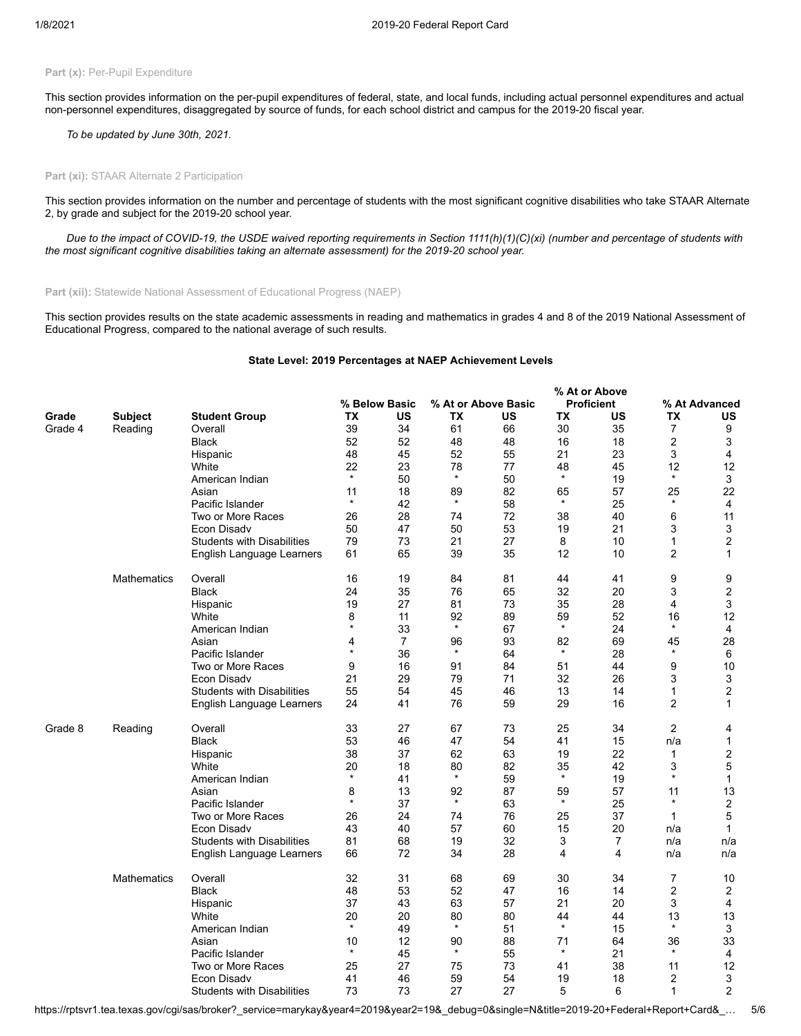**Part (x):** Per-Pupil Expenditure

This section provides information on the per-pupil expenditures of federal, state, and local funds, including actual personnel expenditures and actual non-personnel expenditures, disaggregated by source of funds, for each school district and campus for the 2019-20 fiscal year.

*To be updated by June 30th, 2021.*

**Part (xi):** STAAR Alternate 2 Participation

This section provides information on the number and percentage of students with the most significant cognitive disabilities who take STAAR Alternate 2, by grade and subject for the 2019-20 school year.

*Due to the impact of COVID-19, the USDE waived reporting requirements in Section 1111(h)(1)(C)(xi) (number and percentage of students with the most significant cognitive disabilities taking an alternate assessment) for the 2019-20 school year.*

**Part (xii):** Statewide National Assessment of Educational Progress (NAEP)

This section provides results on the state academic assessments in reading and mathematics in grades 4 and 8 of the 2019 National Assessment of Educational Progress, compared to the national average of such results.

**State Level: 2019 Percentages at NAEP Achievement Levels**

| | | | % Below Basic | | % At or Above Basic | | % At or Above Proficient | | % At Advanced | |
|---|---|---|---|---|---|---|---|---|---|---|
| **Grade** | **Subject** | **Student Group** | **TX** | **US** | **TX** | **US** | **TX** | **US** | **TX** | **US** |
| Grade 4 | Reading | Overall | 39 | 34 | 61 | 66 | 30 | 35 | 7 | 9 |
| | | Black | 52 | 52 | 48 | 48 | 16 | 18 | 2 | 3 |
| | | Hispanic | 48 | 45 | 52 | 55 | 21 | 23 | 3 | 4 |
| | | White | 22 | 23 | 78 | 77 | 48 | 45 | 12 | 12 |
| | | American Indian | * | 50 | * | 50 | * | 19 | * | 3 |
| | | Asian | 11 | 18 | 89 | 82 | 65 | 57 | 25 | 22 |
| | | Pacific Islander | * | 42 | * | 58 | * | 25 | * | 4 |
| | | Two or More Races | 26 | 28 | 74 | 72 | 38 | 40 | 6 | 11 |
| | | Econ Disadv | 50 | 47 | 50 | 53 | 19 | 21 | 3 | 3 |
| | | Students with Disabilities | 79 | 73 | 21 | 27 | 8 | 10 | 1 | 2 |
| | | English Language Learners | 61 | 65 | 39 | 35 | 12 | 10 | 2 | 1 |
| | Mathematics | Overall | 16 | 19 | 84 | 81 | 44 | 41 | 9 | 9 |
| | | Black | 24 | 35 | 76 | 65 | 32 | 20 | 3 | 2 |
| | | Hispanic | 19 | 27 | 81 | 73 | 35 | 28 | 4 | 3 |
| | | White | 8 | 11 | 92 | 89 | 59 | 52 | 16 | 12 |
| | | American Indian | * | 33 | * | 67 | * | 24 | * | 4 |
| | | Asian | 4 | 7 | 96 | 93 | 82 | 69 | 45 | 28 |
| | | Pacific Islander | * | 36 | * | 64 | * | 28 | * | 6 |
| | | Two or More Races | 9 | 16 | 91 | 84 | 51 | 44 | 9 | 10 |
| | | Econ Disadv | 21 | 29 | 79 | 71 | 32 | 26 | 3 | 3 |
| | | Students with Disabilities | 55 | 54 | 45 | 46 | 13 | 14 | 1 | 2 |
| | | English Language Learners | 24 | 41 | 76 | 59 | 29 | 16 | 2 | 1 |
| Grade 8 | Reading | Overall | 33 | 27 | 67 | 73 | 25 | 34 | 2 | 4 |
| | | Black | 53 | 46 | 47 | 54 | 41 | 15 | n/a | 1 |
| | | Hispanic | 38 | 37 | 62 | 63 | 19 | 22 | 1 | 2 |
| | | White | 20 | 18 | 80 | 82 | 35 | 42 | 3 | 5 |
| | | American Indian | * | 41 | * | 59 | * | 19 | * | 1 |
| | | Asian | 8 | 13 | 92 | 87 | 59 | 57 | 11 | 13 |
| | | Pacific Islander | * | 37 | * | 63 | * | 25 | * | 2 |
| | | Two or More Races | 26 | 24 | 74 | 76 | 25 | 37 | 1 | 5 |
| | | Econ Disadv | 43 | 40 | 57 | 60 | 15 | 20 | n/a | 1 |
| | | Students with Disabilities | 81 | 68 | 19 | 32 | 3 | 7 | n/a | n/a |
| | | English Language Learners | 66 | 72 | 34 | 28 | 4 | 4 | n/a | n/a |
| | Mathematics | Overall | 32 | 31 | 68 | 69 | 30 | 34 | 7 | 10 |
| | | Black | 48 | 53 | 52 | 47 | 16 | 14 | 2 | 2 |
| | | Hispanic | 37 | 43 | 63 | 57 | 21 | 20 | 3 | 4 |
| | | White | 20 | 20 | 80 | 80 | 44 | 44 | 13 | 13 |
| | | American Indian | * | 49 | * | 51 | * | 15 | * | 3 |
| | | Asian | 10 | 12 | 90 | 88 | 71 | 64 | 36 | 33 |
| | | Pacific Islander | * | 45 | * | 55 | * | 21 | * | 4 |
| | | Two or More Races | 25 | 27 | 75 | 73 | 41 | 38 | 11 | 12 |
| | | Econ Disadv | 41 | 46 | 59 | 54 | 19 | 18 | 2 | 3 |
| | | Students with Disabilities | 73 | 73 | 27 | 27 | 5 | 6 | 1 | 2 |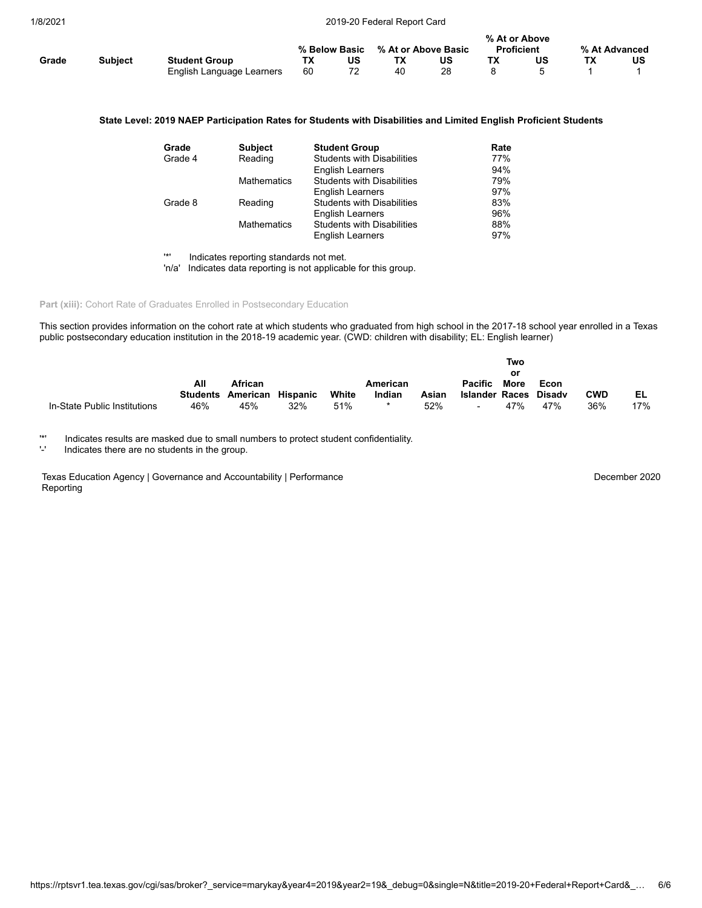| | | | % Below Basic | | % At or Above Basic | | % At or Above Proficient | | % At Advanced | |
|---|---|---|---|---|---|---|---|---|---|---|
| **Grade** | **Subject** | **Student Group** | **TX** | **US** | **TX** | **US** | **TX** | **US** | **TX** | **US** |
| | | English Language Learners | 60 | 72 | 40 | 28 | 8 | 5 | 1 | 1 |

**State Level: 2019 NAEP Participation Rates for Students with Disabilities and Limited English Proficient Students**

| Grade | Subject | Student Group | Rate |
|---|---|---|---|
| Grade 4 | Reading | Students with Disabilities | 77% |
| | | English Learners | 94% |
| | Mathematics | Students with Disabilities | 79% |
| | | English Learners | 97% |
| Grade 8 | Reading | Students with Disabilities | 83% |
| | | English Learners | 96% |
| | Mathematics | Students with Disabilities | 88% |
| | | English Learners | 97% |

'*' Indicates reporting standards not met.
'n/a' Indicates data reporting is not applicable for this group.

**Part (xiii):** Cohort Rate of Graduates Enrolled in Postsecondary Education

This section provides information on the cohort rate at which students who graduated from high school in the 2017-18 school year enrolled in a Texas public postsecondary education institution in the 2018-19 academic year. (CWD: children with disability; EL: English learner)

| | All Students | African American | Hispanic | White | American Indian | Asian | Pacific Islander | Two or More Races | Econ Disadv | CWD | EL |
|---|---|---|---|---|---|---|---|---|---|---|---|
| In-State Public Institutions | 46% | 45% | 32% | 51% | * | 52% | - | 47% | 47% | 36% | 17% |

'*' Indicates results are masked due to small numbers to protect student confidentiality.
'-' Indicates there are no students in the group.

Texas Education Agency | Governance and Accountability | Performance Reporting

December 2020